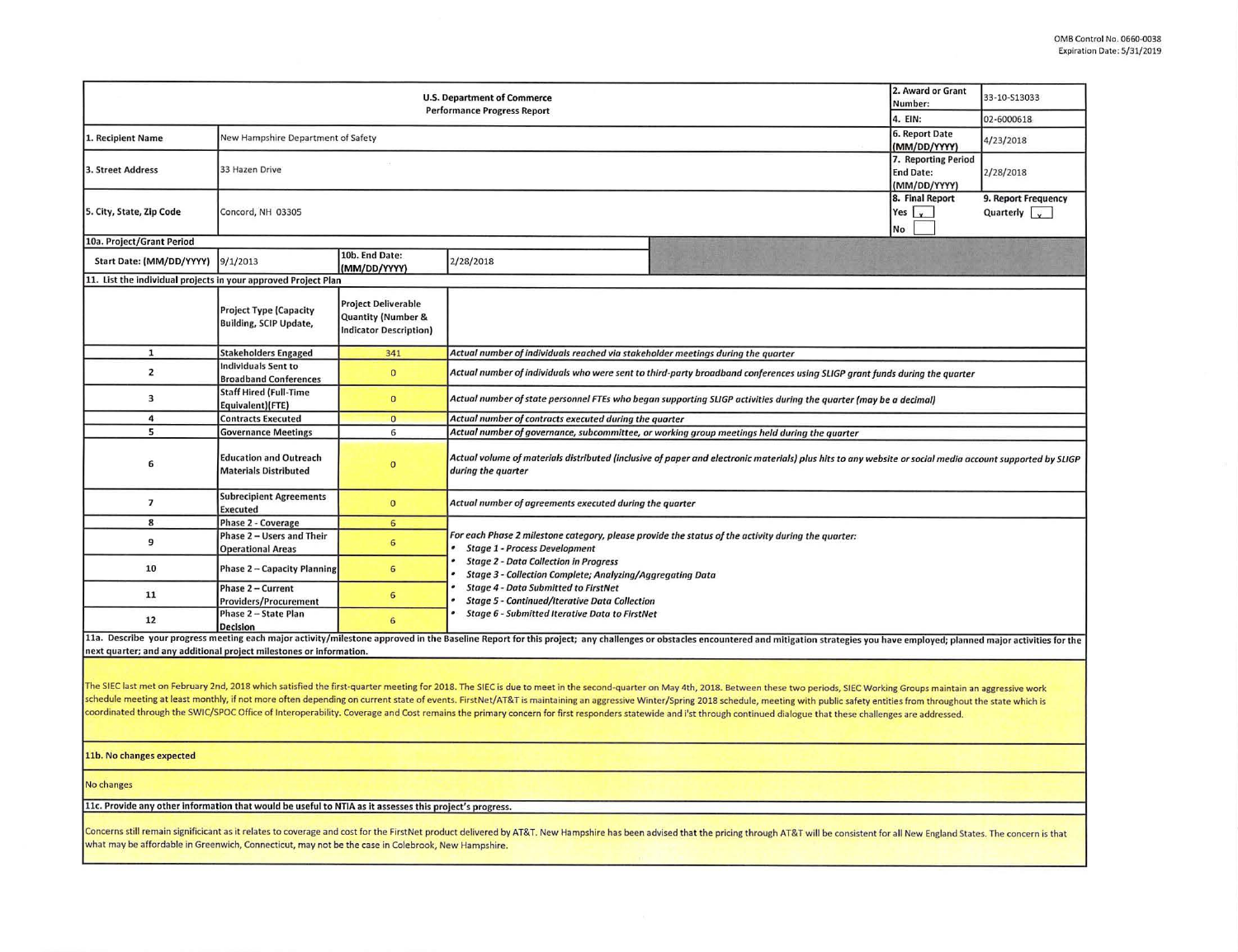OMB Control No. 0660-0038
Expiration Date: 5/31/2019

| U.S. Department of Commerce Performance Progress Report | | | | 2. Award or Grant Number: | 33-10-S13033 |
|---|---|---|---|---|---|
| | | | | 4. EIN: | 02-6000618 |
| 1. Recipient Name | New Hampshire Department of Safety | | | 6. Report Date (MM/DD/YYYY) | 4/23/2018 |
| 3. Street Address | 33 Hazen Drive | | | 7. Reporting Period End Date: (MM/DD/YYYY) | 2/28/2018 |
| 5. City, State, Zip Code | Concord, NH 03305 | | | 8. Final Report Yes [x] No [ ] | 9. Report Frequency Quarterly [x] |
| 10a. Project/Grant Period | | | | | |
| Start Date: (MM/DD/YYYY) | 9/1/2013 | 10b. End Date: (MM/DD/YYYY) | 2/28/2018 | | |

**11. List the individual projects in your approved Project Plan**

| | Project Type (Capacity Building, SCIP Update, | Project Deliverable Quantity (Number & Indicator Description) | |
|---|---|---|---|
| 1 | Stakeholders Engaged | 341 | *Actual number of individuals reached via stakeholder meetings during the quarter* |
| 2 | Individuals Sent to Broadband Conferences | 0 | *Actual number of individuals who were sent to third-party broadband conferences using SLIGP grant funds during the quarter* |
| 3 | Staff Hired (Full-Time Equivalent)(FTE) | 0 | *Actual number of state personnel FTEs who began supporting SLIGP activities during the quarter (may be a decimal)* |
| 4 | Contracts Executed | 0 | *Actual number of contracts executed during the quarter* |
| 5 | Governance Meetings | 6 | *Actual number of governance, subcommittee, or working group meetings held during the quarter* |
| 6 | Education and Outreach Materials Distributed | 0 | *Actual volume of materials distributed (inclusive of paper and electronic materials) plus hits to any website or social media account supported by SLIGP during the quarter* |
| 7 | Subrecipient Agreements Executed | 0 | *Actual number of agreements executed during the quarter* |
| 8 | Phase 2 - Coverage | 6 | *For each Phase 2 milestone category, please provide the status of the activity during the quarter:* <br> • *Stage 1 - Process Development* <br> • *Stage 2 - Data Collection in Progress* <br> • *Stage 3 - Collection Complete; Analyzing/Aggregating Data* <br> • *Stage 4 - Data Submitted to FirstNet* <br> • *Stage 5 - Continued/Iterative Data Collection* <br> • *Stage 6 - Submitted Iterative Data to FirstNet* |
| 9 | Phase 2 – Users and Their Operational Areas | 6 | |
| 10 | Phase 2 – Capacity Planning | 6 | |
| 11 | Phase 2 – Current Providers/Procurement | 6 | |
| 12 | Phase 2 – State Plan Decision | 6 | |

**11a. Describe your progress meeting each major activity/milestone approved in the Baseline Report for this project; any challenges or obstacles encountered and mitigation strategies you have employed; planned major activities for the next quarter; and any additional project milestones or information.**

The SIEC last met on February 2nd, 2018 which satisfied the first-quarter meeting for 2018. The SIEC is due to meet in the second-quarter on May 4th, 2018. Between these two periods, SIEC Working Groups maintain an aggressive work schedule meeting at least monthly, if not more often depending on current state of events. FirstNet/AT&T is maintaining an aggressive Winter/Spring 2018 schedule, meeting with public safety entities from throughout the state which is coordinated through the SWIC/SPOC Office of Interoperability. Coverage and Cost remains the primary concern for first responders statewide and i'st through continued dialogue that these challenges are addressed.

**11b. No changes expected**

No changes

**11c. Provide any other information that would be useful to NTIA as it assesses this project's progress.**

Concerns still remain significicant as it relates to coverage and cost for the FirstNet product delivered by AT&T. New Hampshire has been advised that the pricing through AT&T will be consistent for all New England States. The concern is that what may be affordable in Greenwich, Connecticut, may not be the case in Colebrook, New Hampshire.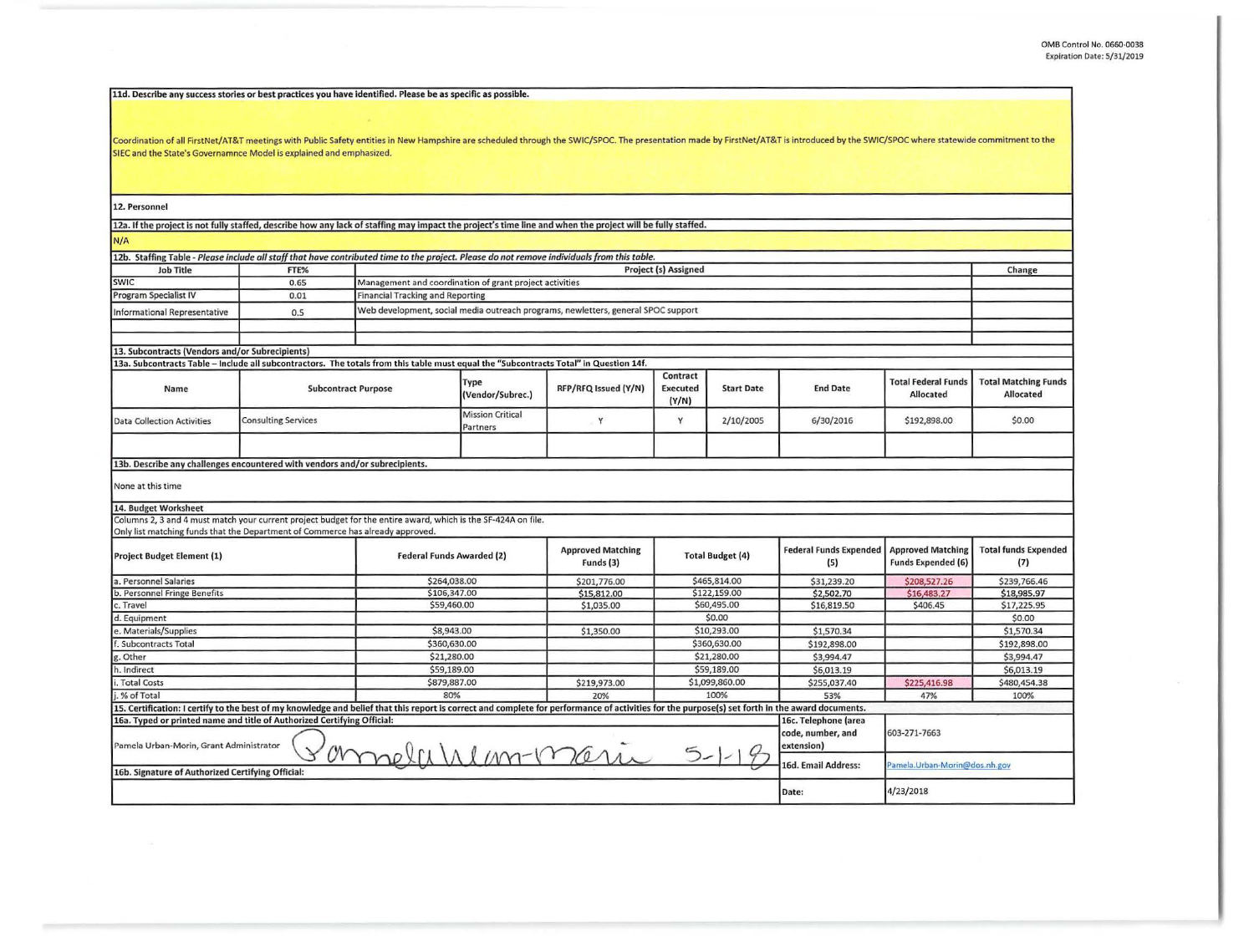OMB Control No. 0660-0038
Expiration Date: 5/31/2019

**11d. Describe any success stories or best practices you have identified. Please be as specific as possible.**

Coordination of all FirstNet/AT&T meetings with Public Safety entities in New Hampshire are scheduled through the SWIC/SPOC. The presentation made by FirstNet/AT&T is introduced by the SWIC/SPOC where statewide commitment to the SIEC and the State's Governamnce Model is explained and emphasized.

**12. Personnel**

**12a. If the project is not fully staffed, describe how any lack of staffing may impact the project's time line and when the project will be fully staffed.**

N/A

**12b. Staffing Table** - *Please include all staff that have contributed time to the project. Please do not remove individuals from this table.*

| Job Title | FTE% | Project (s) Assigned | Change |
|---|---|---|---|
| SWIC | 0.65 | Management and coordination of grant project activities | |
| Program Specialist IV | 0.01 | Financial Tracking and Reporting | |
| Informational Representative | 0.5 | Web development, social media outreach programs, newletters, general SPOC support | |
| | | | |
| | | | |

**13. Subcontracts (Vendors and/or Subrecipients)**

**13a. Subcontracts Table – Include all subcontractors. The totals from this table must equal the "Subcontracts Total" in Question 14f.**

| Name | Subcontract Purpose | Type (Vendor/Subrec.) | RFP/RFQ Issued (Y/N) | Contract Executed (Y/N) | Start Date | End Date | Total Federal Funds Allocated | Total Matching Funds Allocated |
|---|---|---|---|---|---|---|---|---|
| Data Collection Activities | Consulting Services | Mission Critical Partners | Y | Y | 2/10/2005 | 6/30/2016 | $192,898.00 | $0.00 |
| | | | | | | | | |

**13b. Describe any challenges encountered with vendors and/or subrecipients.**

None at this time

**14. Budget Worksheet**

Columns 2, 3 and 4 must match your current project budget for the entire award, which is the SF-424A on file.
Only list matching funds that the Department of Commerce has already approved.

| Project Budget Element (1) | Federal Funds Awarded (2) | Approved Matching Funds (3) | Total Budget (4) | Federal Funds Expended (5) | Approved Matching Funds Expended (6) | Total funds Expended (7) |
|---|---|---|---|---|---|---|
| a. Personnel Salaries | $264,038.00 | $201,776.00 | $465,814.00 | $31,239.20 | $208,527.26 | $239,766.46 |
| b. Personnel Fringe Benefits | $106,347.00 | $15,812.00 | $122,159.00 | $2,502.70 | $16,483.27 | $18,985.97 |
| c. Travel | $59,460.00 | $1,035.00 | $60,495.00 | $16,819.50 | $406.45 | $17,225.95 |
| d. Equipment | | | $0.00 | | | $0.00 |
| e. Materials/Supplies | $8,943.00 | $1,350.00 | $10,293.00 | $1,570.34 | | $1,570.34 |
| f. Subcontracts Total | $360,630.00 | | $360,630.00 | $192,898.00 | | $192,898.00 |
| g. Other | $21,280.00 | | $21,280.00 | $3,994.47 | | $3,994.47 |
| h. Indirect | $59,189.00 | | $59,189.00 | $6,013.19 | | $6,013.19 |
| i. Total Costs | $879,887.00 | $219,973.00 | $1,099,860.00 | $255,037.40 | $225,416.98 | $480,454.38 |
| j. % of Total | 80% | 20% | 100% | 53% | 47% | 100% |

**15. Certification: I certify to the best of my knowledge and belief that this report is correct and complete for performance of activities for the purpose(s) set forth in the award documents.**

| | | |
|---|---|---|
| **16a. Typed or printed name and title of Authorized Certifying Official:** Pamela Urban-Morin, Grant Administrator | **16c. Telephone (area code, number, and extension)** | 603-271-7663 |
| | **16d. Email Address:** | Pamela.Urban-Morin@dos.nh.gov |
| **16b. Signature of Authorized Certifying Official:** Pamela Urban-Morin 5-1-18 | **Date:** | 4/23/2018 |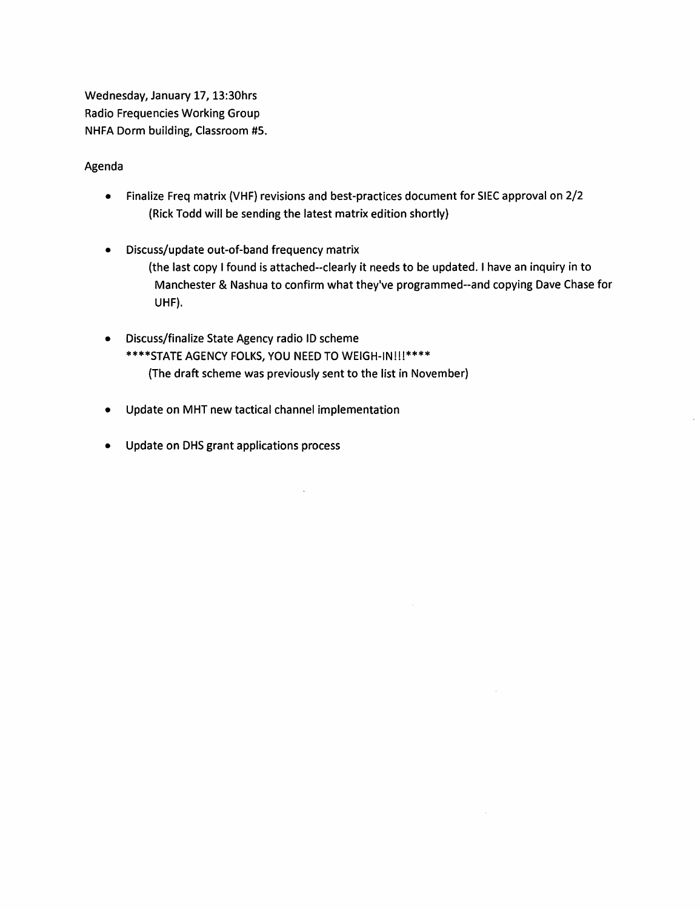Wednesday, January 17, 13:30hrs
Radio Frequencies Working Group
NHFA Dorm building, Classroom #5.

Agenda

- Finalize Freq matrix (VHF) revisions and best-practices document for SIEC approval on 2/2
  (Rick Todd will be sending the latest matrix edition shortly)

- Discuss/update out-of-band frequency matrix
  (the last copy I found is attached--clearly it needs to be updated. I have an inquiry in to Manchester & Nashua to confirm what they've programmed--and copying Dave Chase for UHF).

- Discuss/finalize State Agency radio ID scheme
  ****STATE AGENCY FOLKS, YOU NEED TO WEIGH-IN!!!****
  (The draft scheme was previously sent to the list in November)

- Update on MHT new tactical channel implementation

- Update on DHS grant applications process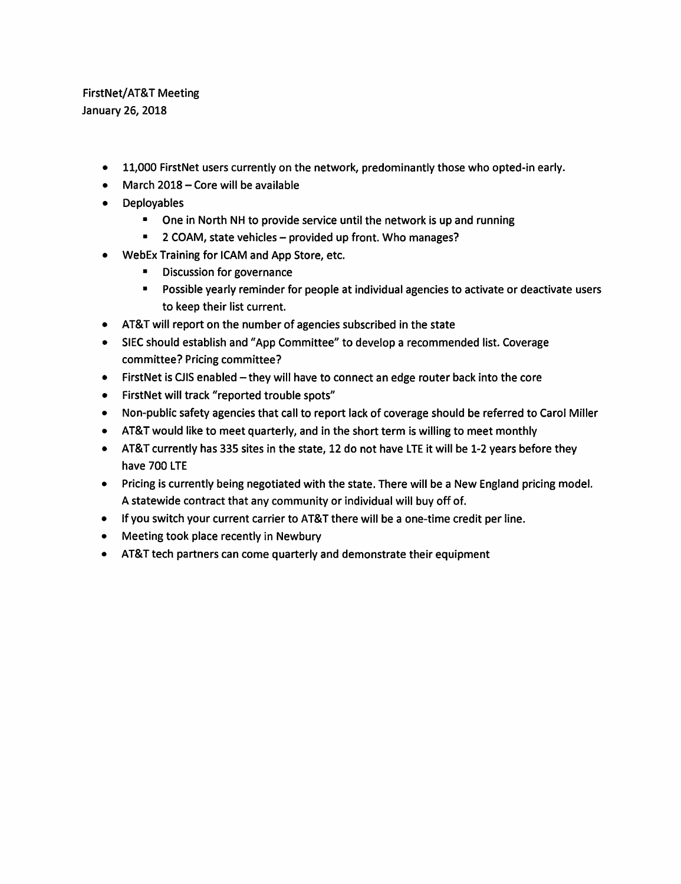FirstNet/AT&T Meeting
January 26, 2018

- 11,000 FirstNet users currently on the network, predominantly those who opted-in early.
- March 2018 – Core will be available
- Deployables
  - One in North NH to provide service until the network is up and running
  - 2 COAM, state vehicles – provided up front. Who manages?
- WebEx Training for ICAM and App Store, etc.
  - Discussion for governance
  - Possible yearly reminder for people at individual agencies to activate or deactivate users to keep their list current.
- AT&T will report on the number of agencies subscribed in the state
- SIEC should establish and "App Committee" to develop a recommended list. Coverage committee? Pricing committee?
- FirstNet is CJIS enabled – they will have to connect an edge router back into the core
- FirstNet will track "reported trouble spots"
- Non-public safety agencies that call to report lack of coverage should be referred to Carol Miller
- AT&T would like to meet quarterly, and in the short term is willing to meet monthly
- AT&T currently has 335 sites in the state, 12 do not have LTE it will be 1-2 years before they have 700 LTE
- Pricing is currently being negotiated with the state. There will be a New England pricing model. A statewide contract that any community or individual will buy off of.
- If you switch your current carrier to AT&T there will be a one-time credit per line.
- Meeting took place recently in Newbury
- AT&T tech partners can come quarterly and demonstrate their equipment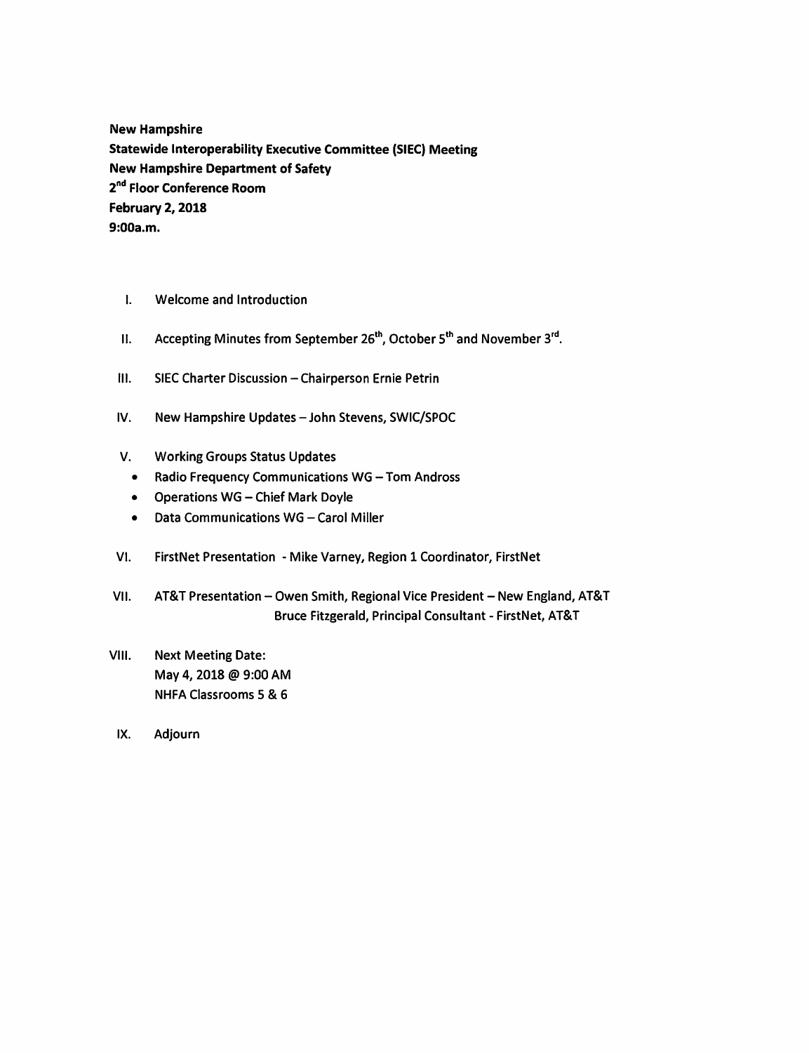**New Hampshire**
**Statewide Interoperability Executive Committee (SIEC) Meeting**
**New Hampshire Department of Safety**
**2nd Floor Conference Room**
**February 2, 2018**
**9:00a.m.**

I. Welcome and Introduction

II. Accepting Minutes from September 26th, October 5th and November 3rd.

III. SIEC Charter Discussion – Chairperson Ernie Petrin

IV. New Hampshire Updates – John Stevens, SWIC/SPOC

V. Working Groups Status Updates
- Radio Frequency Communications WG – Tom Andross
- Operations WG – Chief Mark Doyle
- Data Communications WG – Carol Miller

VI. FirstNet Presentation - Mike Varney, Region 1 Coordinator, FirstNet

VII. AT&T Presentation – Owen Smith, Regional Vice President – New England, AT&T
Bruce Fitzgerald, Principal Consultant - FirstNet, AT&T

VIII. Next Meeting Date:
May 4, 2018 @ 9:00 AM
NHFA Classrooms 5 & 6

IX. Adjourn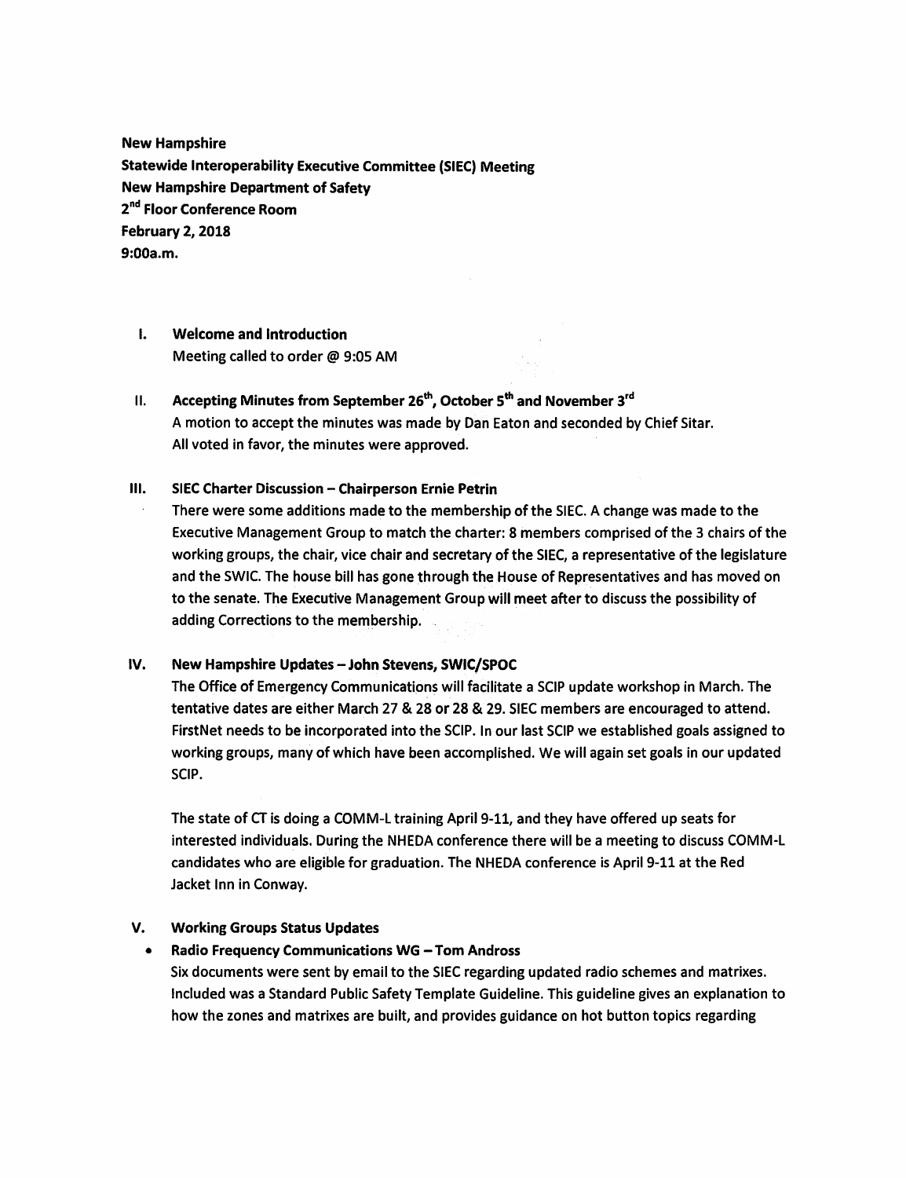**New Hampshire**
**Statewide Interoperability Executive Committee (SIEC) Meeting**
**New Hampshire Department of Safety**
**2nd Floor Conference Room**
**February 2, 2018**
**9:00a.m.**

I. **Welcome and Introduction**
Meeting called to order @ 9:05 AM

II. **Accepting Minutes from September 26th, October 5th and November 3rd**
A motion to accept the minutes was made by Dan Eaton and seconded by Chief Sitar. All voted in favor, the minutes were approved.

III. **SIEC Charter Discussion – Chairperson Ernie Petrin**
There were some additions made to the membership of the SIEC. A change was made to the Executive Management Group to match the charter: 8 members comprised of the 3 chairs of the working groups, the chair, vice chair and secretary of the SIEC, a representative of the legislature and the SWIC. The house bill has gone through the House of Representatives and has moved on to the senate. The Executive Management Group will meet after to discuss the possibility of adding Corrections to the membership.

IV. **New Hampshire Updates – John Stevens, SWIC/SPOC**
The Office of Emergency Communications will facilitate a SCIP update workshop in March. The tentative dates are either March 27 & 28 or 28 & 29. SIEC members are encouraged to attend. FirstNet needs to be incorporated into the SCIP. In our last SCIP we established goals assigned to working groups, many of which have been accomplished. We will again set goals in our updated SCIP.

The state of CT is doing a COMM-L training April 9-11, and they have offered up seats for interested individuals. During the NHEDA conference there will be a meeting to discuss COMM-L candidates who are eligible for graduation. The NHEDA conference is April 9-11 at the Red Jacket Inn in Conway.

V. **Working Groups Status Updates**

- **Radio Frequency Communications WG – Tom Andross**
Six documents were sent by email to the SIEC regarding updated radio schemes and matrixes. Included was a Standard Public Safety Template Guideline. This guideline gives an explanation to how the zones and matrixes are built, and provides guidance on hot button topics regarding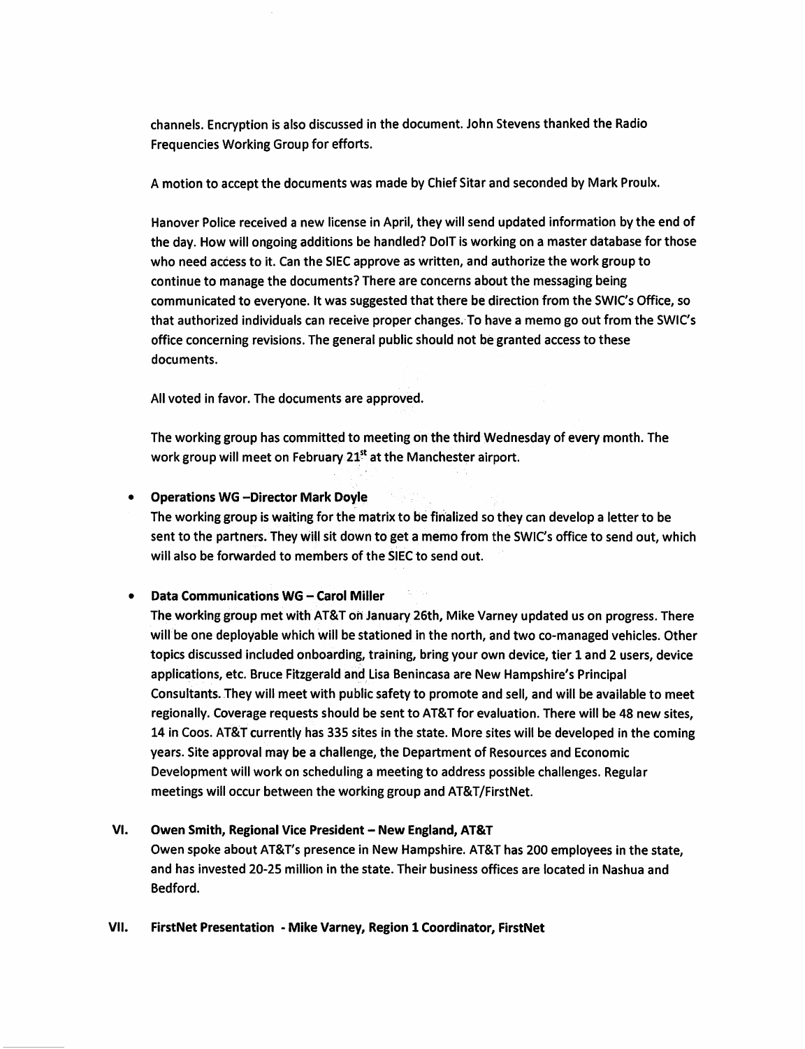channels. Encryption is also discussed in the document. John Stevens thanked the Radio Frequencies Working Group for efforts.

A motion to accept the documents was made by Chief Sitar and seconded by Mark Proulx.

Hanover Police received a new license in April, they will send updated information by the end of the day. How will ongoing additions be handled? DoIT is working on a master database for those who need access to it. Can the SIEC approve as written, and authorize the work group to continue to manage the documents? There are concerns about the messaging being communicated to everyone. It was suggested that there be direction from the SWIC's Office, so that authorized individuals can receive proper changes. To have a memo go out from the SWIC's office concerning revisions. The general public should not be granted access to these documents.

All voted in favor. The documents are approved.

The working group has committed to meeting on the third Wednesday of every month. The work group will meet on February 21st at the Manchester airport.

- **Operations WG –Director Mark Doyle**
  The working group is waiting for the matrix to be finalized so they can develop a letter to be sent to the partners. They will sit down to get a memo from the SWIC's office to send out, which will also be forwarded to members of the SIEC to send out.

- **Data Communications WG – Carol Miller**
  The working group met with AT&T on January 26th, Mike Varney updated us on progress. There will be one deployable which will be stationed in the north, and two co-managed vehicles. Other topics discussed included onboarding, training, bring your own device, tier 1 and 2 users, device applications, etc. Bruce Fitzgerald and Lisa Benincasa are New Hampshire's Principal Consultants. They will meet with public safety to promote and sell, and will be available to meet regionally. Coverage requests should be sent to AT&T for evaluation. There will be 48 new sites, 14 in Coos. AT&T currently has 335 sites in the state. More sites will be developed in the coming years. Site approval may be a challenge, the Department of Resources and Economic Development will work on scheduling a meeting to address possible challenges. Regular meetings will occur between the working group and AT&T/FirstNet.

## VI. Owen Smith, Regional Vice President – New England, AT&T

Owen spoke about AT&T's presence in New Hampshire. AT&T has 200 employees in the state, and has invested 20-25 million in the state. Their business offices are located in Nashua and Bedford.

## VII. FirstNet Presentation - Mike Varney, Region 1 Coordinator, FirstNet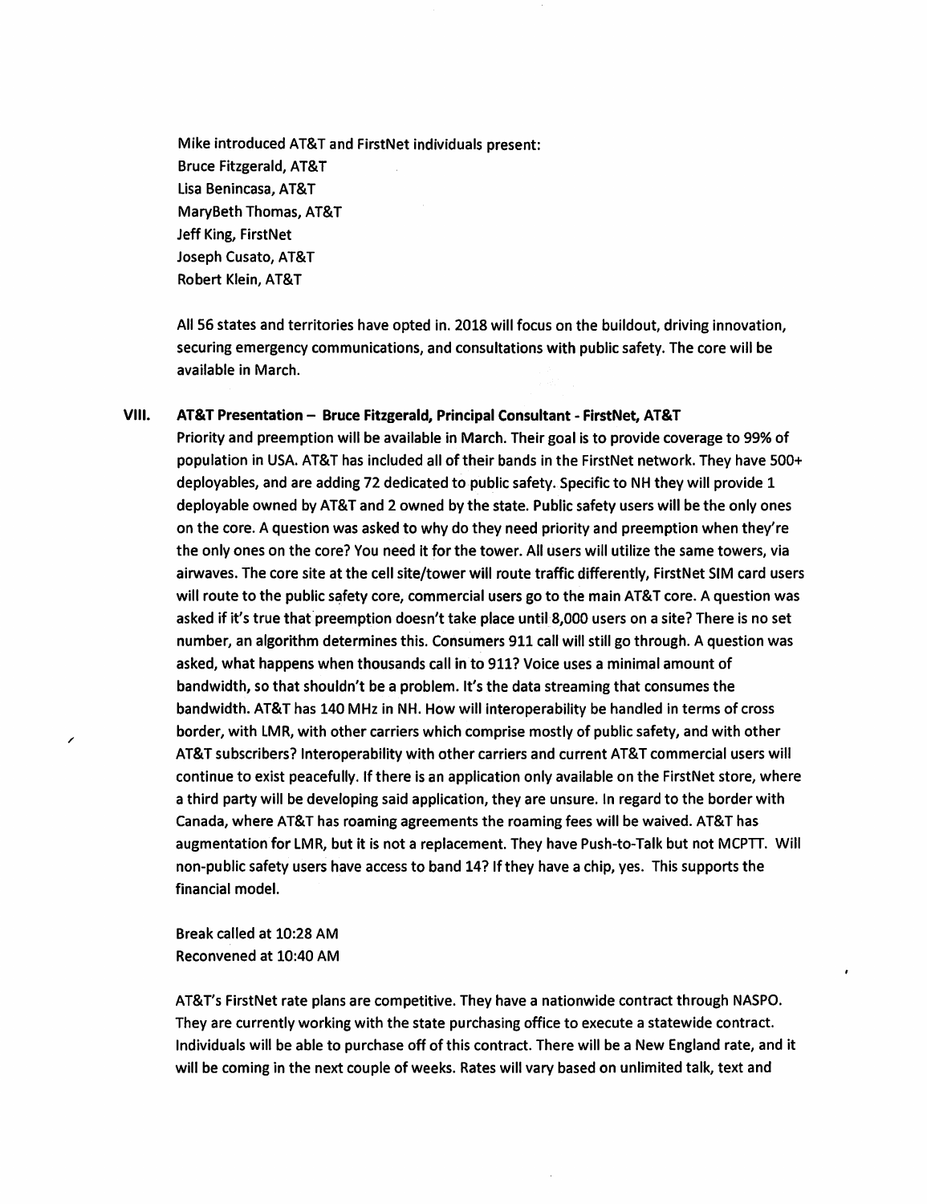Mike introduced AT&T and FirstNet individuals present:
Bruce Fitzgerald, AT&T
Lisa Benincasa, AT&T
MaryBeth Thomas, AT&T
Jeff King, FirstNet
Joseph Cusato, AT&T
Robert Klein, AT&T

All 56 states and territories have opted in. 2018 will focus on the buildout, driving innovation, securing emergency communications, and consultations with public safety. The core will be available in March.

## VIII. AT&T Presentation – Bruce Fitzgerald, Principal Consultant - FirstNet, AT&T

Priority and preemption will be available in March. Their goal is to provide coverage to 99% of population in USA. AT&T has included all of their bands in the FirstNet network. They have 500+ deployables, and are adding 72 dedicated to public safety. Specific to NH they will provide 1 deployable owned by AT&T and 2 owned by the state. Public safety users will be the only ones on the core. A question was asked to why do they need priority and preemption when they're the only ones on the core? You need it for the tower. All users will utilize the same towers, via airwaves. The core site at the cell site/tower will route traffic differently, FirstNet SIM card users will route to the public safety core, commercial users go to the main AT&T core. A question was asked if it's true that preemption doesn't take place until 8,000 users on a site? There is no set number, an algorithm determines this. Consumers 911 call will still go through. A question was asked, what happens when thousands call in to 911? Voice uses a minimal amount of bandwidth, so that shouldn't be a problem. It's the data streaming that consumes the bandwidth. AT&T has 140 MHz in NH. How will interoperability be handled in terms of cross border, with LMR, with other carriers which comprise mostly of public safety, and with other AT&T subscribers? Interoperability with other carriers and current AT&T commercial users will continue to exist peacefully. If there is an application only available on the FirstNet store, where a third party will be developing said application, they are unsure. In regard to the border with Canada, where AT&T has roaming agreements the roaming fees will be waived. AT&T has augmentation for LMR, but it is not a replacement. They have Push-to-Talk but not MCPTT. Will non-public safety users have access to band 14? If they have a chip, yes. This supports the financial model.

Break called at 10:28 AM
Reconvened at 10:40 AM

AT&T's FirstNet rate plans are competitive. They have a nationwide contract through NASPO. They are currently working with the state purchasing office to execute a statewide contract. Individuals will be able to purchase off of this contract. There will be a New England rate, and it will be coming in the next couple of weeks. Rates will vary based on unlimited talk, text and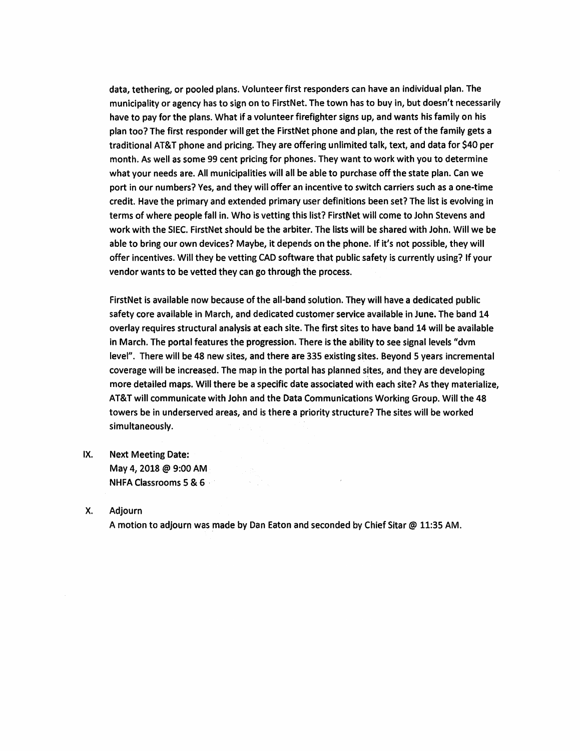data, tethering, or pooled plans. Volunteer first responders can have an individual plan. The municipality or agency has to sign on to FirstNet. The town has to buy in, but doesn't necessarily have to pay for the plans. What if a volunteer firefighter signs up, and wants his family on his plan too? The first responder will get the FirstNet phone and plan, the rest of the family gets a traditional AT&T phone and pricing. They are offering unlimited talk, text, and data for $40 per month. As well as some 99 cent pricing for phones. They want to work with you to determine what your needs are. All municipalities will all be able to purchase off the state plan. Can we port in our numbers? Yes, and they will offer an incentive to switch carriers such as a one-time credit. Have the primary and extended primary user definitions been set? The list is evolving in terms of where people fall in. Who is vetting this list? FirstNet will come to John Stevens and work with the SIEC. FirstNet should be the arbiter. The lists will be shared with John. Will we be able to bring our own devices? Maybe, it depends on the phone. If it's not possible, they will offer incentives. Will they be vetting CAD software that public safety is currently using? If your vendor wants to be vetted they can go through the process.

FirstNet is available now because of the all-band solution. They will have a dedicated public safety core available in March, and dedicated customer service available in June. The band 14 overlay requires structural analysis at each site. The first sites to have band 14 will be available in March. The portal features the progression. There is the ability to see signal levels "dvm level". There will be 48 new sites, and there are 335 existing sites. Beyond 5 years incremental coverage will be increased. The map in the portal has planned sites, and they are developing more detailed maps. Will there be a specific date associated with each site? As they materialize, AT&T will communicate with John and the Data Communications Working Group. Will the 48 towers be in underserved areas, and is there a priority structure? The sites will be worked simultaneously.

IX. Next Meeting Date:
May 4, 2018 @ 9:00 AM
NHFA Classrooms 5 & 6

X. Adjourn
A motion to adjourn was made by Dan Eaton and seconded by Chief Sitar @ 11:35 AM.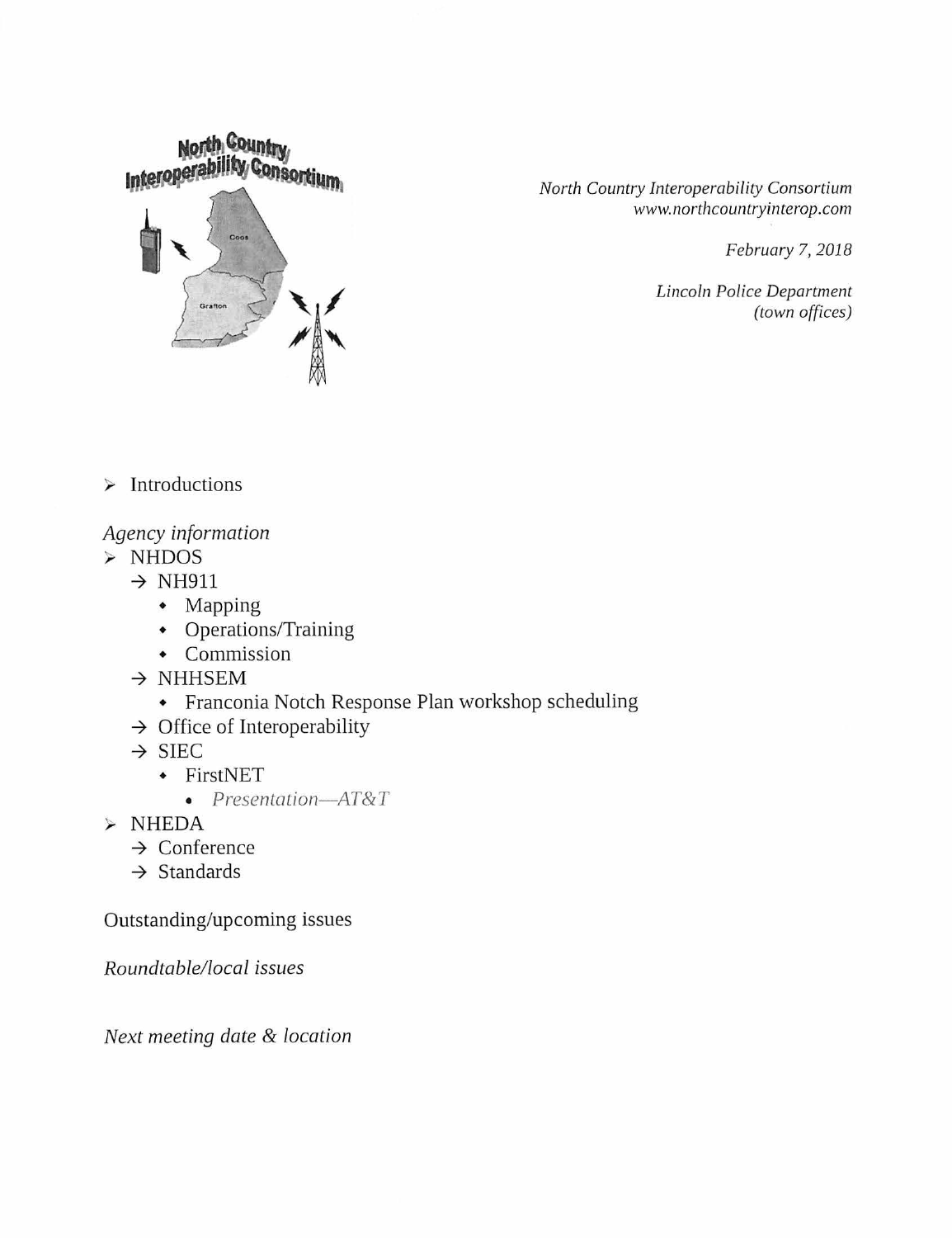North Country Interoperability Consortium

*North Country Interoperability Consortium*
*www.northcountryinterop.com*

*February 7, 2018*

*Lincoln Police Department*
*(town offices)*

- Introductions

*Agency information*

- NHDOS
  - → NH911
    - Mapping
    - Operations/Training
    - Commission
  - → NHHSEM
    - Franconia Notch Response Plan workshop scheduling
  - → Office of Interoperability
  - → SIEC
    - FirstNET
      - *Presentation—AT&T*
- NHEDA
  - → Conference
  - → Standards

Outstanding/upcoming issues

*Roundtable/local issues*

*Next meeting date & location*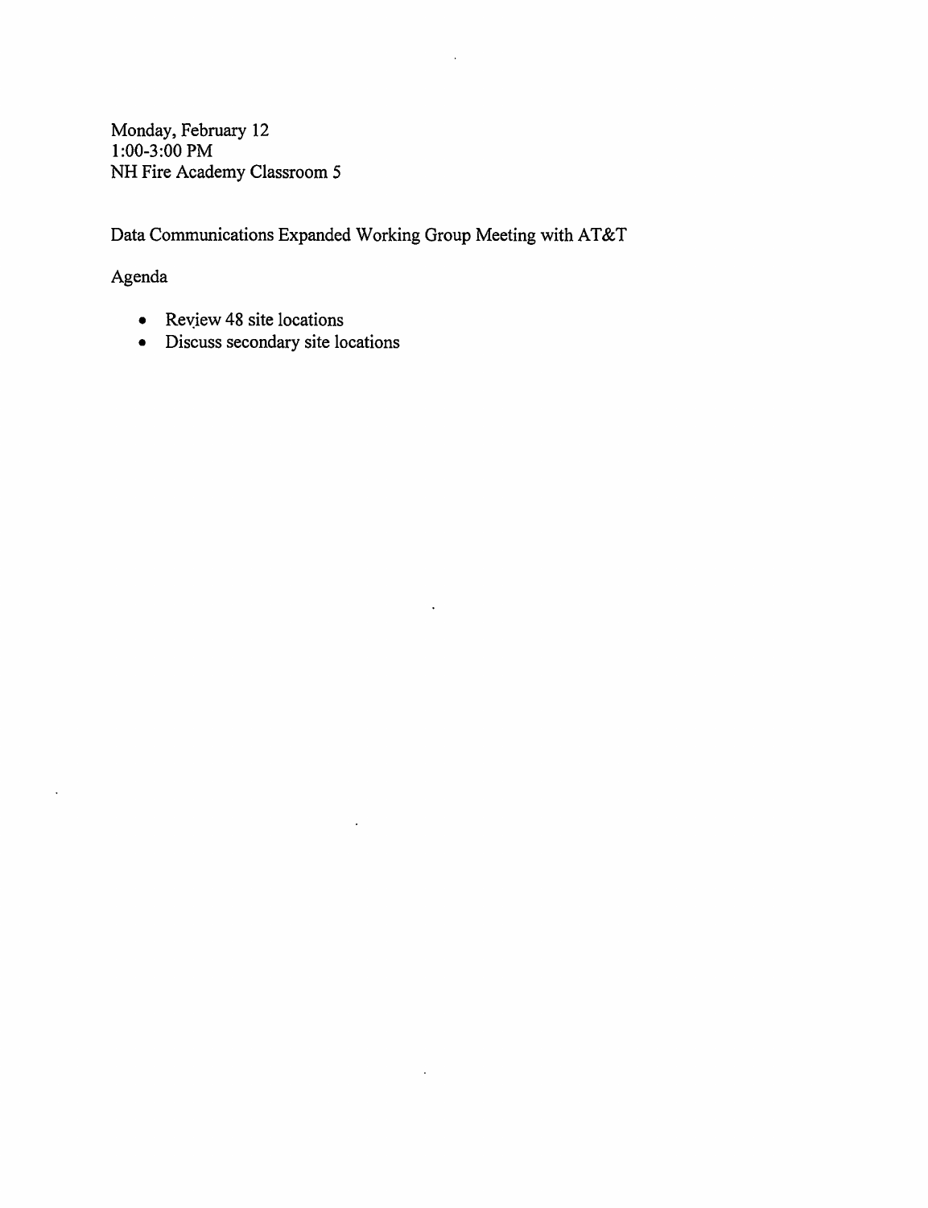Monday, February 12
1:00-3:00 PM
NH Fire Academy Classroom 5

Data Communications Expanded Working Group Meeting with AT&T

Agenda

- Review 48 site locations
- Discuss secondary site locations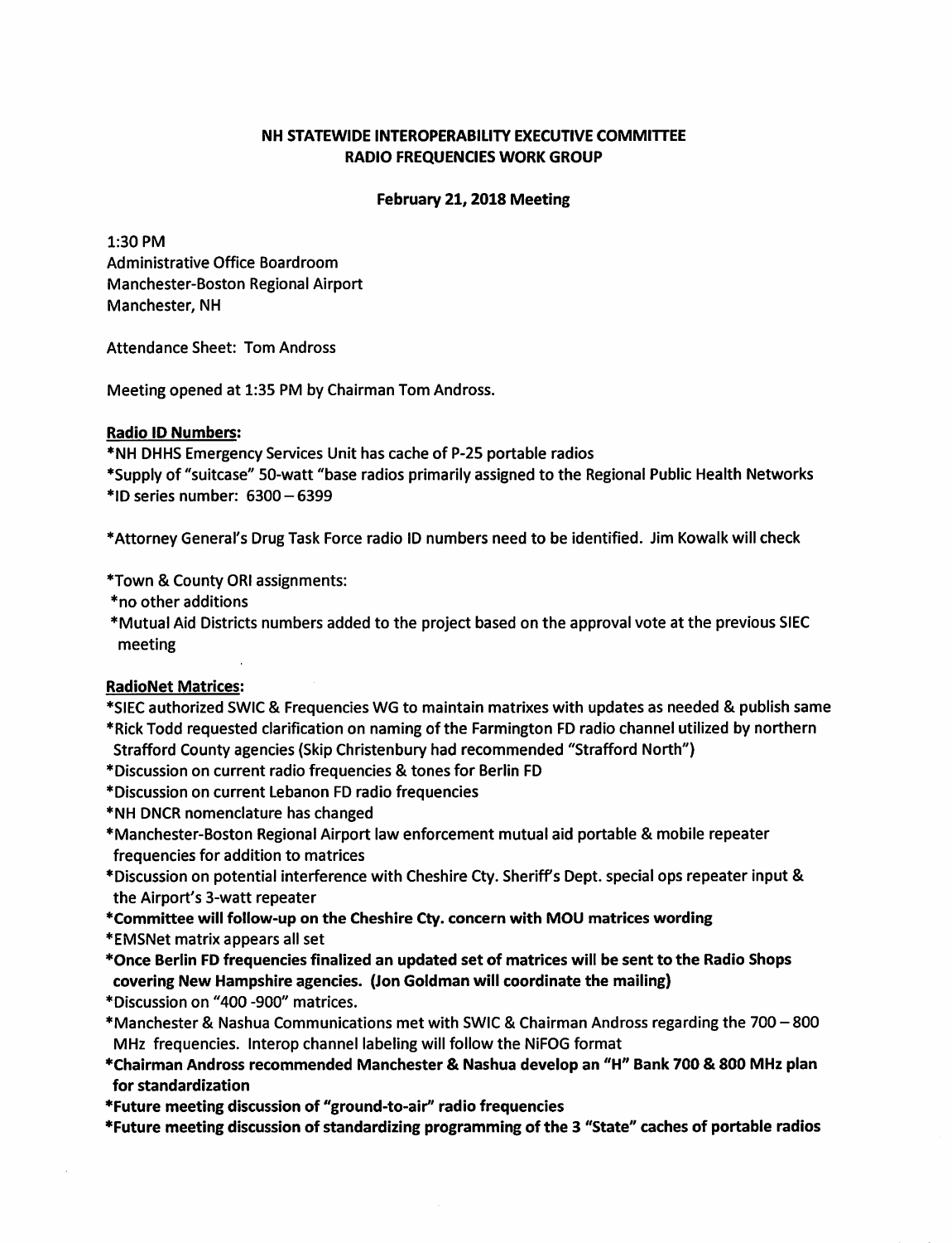# NH STATEWIDE INTEROPERABILITY EXECUTIVE COMMITTEE
## RADIO FREQUENCIES WORK GROUP

### February 21, 2018 Meeting

1:30 PM
Administrative Office Boardroom
Manchester-Boston Regional Airport
Manchester, NH

Attendance Sheet: Tom Andross

Meeting opened at 1:35 PM by Chairman Tom Andross.

**Radio ID Numbers:**

*NH DHHS Emergency Services Unit has cache of P-25 portable radios
*Supply of "suitcase" 50-watt "base radios primarily assigned to the Regional Public Health Networks
*ID series number: 6300 – 6399

*Attorney General's Drug Task Force radio ID numbers need to be identified. Jim Kowalk will check

*Town & County ORI assignments:
*no other additions
*Mutual Aid Districts numbers added to the project based on the approval vote at the previous SIEC meeting

**RadioNet Matrices:**

*SIEC authorized SWIC & Frequencies WG to maintain matrixes with updates as needed & publish same
*Rick Todd requested clarification on naming of the Farmington FD radio channel utilized by northern Strafford County agencies (Skip Christenbury had recommended "Strafford North")
*Discussion on current radio frequencies & tones for Berlin FD
*Discussion on current Lebanon FD radio frequencies
*NH DNCR nomenclature has changed
*Manchester-Boston Regional Airport law enforcement mutual aid portable & mobile repeater frequencies for addition to matrices
*Discussion on potential interference with Cheshire Cty. Sheriff's Dept. special ops repeater input & the Airport's 3-watt repeater
**\*Committee will follow-up on the Cheshire Cty. concern with MOU matrices wording**
*EMSNet matrix appears all set
**\*Once Berlin FD frequencies finalized an updated set of matrices will be sent to the Radio Shops covering New Hampshire agencies. (Jon Goldman will coordinate the mailing)**
*Discussion on "400 -900" matrices.
*Manchester & Nashua Communications met with SWIC & Chairman Andross regarding the 700 – 800 MHz frequencies. Interop channel labeling will follow the NiFOG format
**\*Chairman Andross recommended Manchester & Nashua develop an "H" Bank 700 & 800 MHz plan for standardization**
**\*Future meeting discussion of "ground-to-air" radio frequencies**
**\*Future meeting discussion of standardizing programming of the 3 "State" caches of portable radios**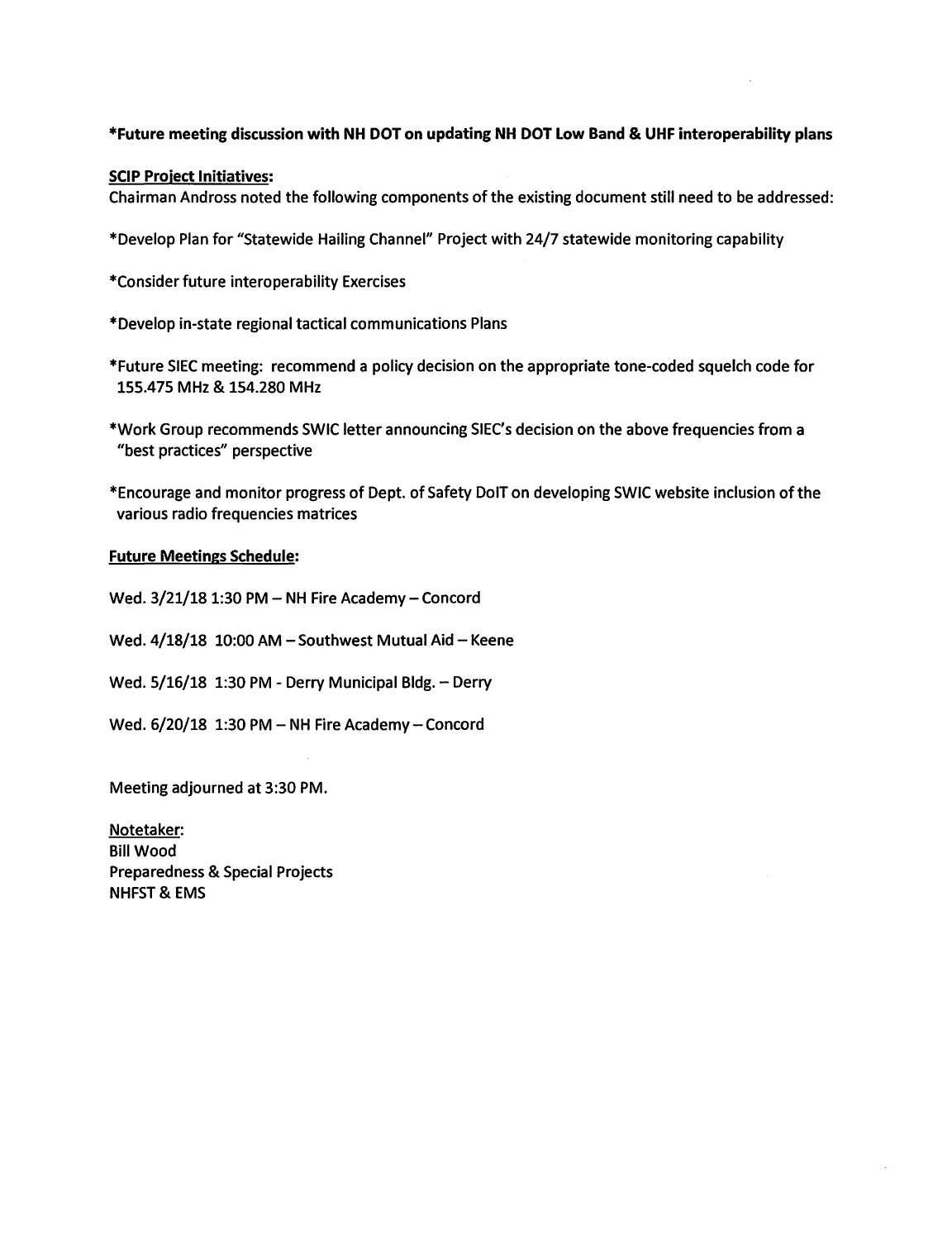**\*Future meeting discussion with NH DOT on updating NH DOT Low Band & UHF interoperability plans**

<u>**SCIP Project Initiatives:**</u>

Chairman Andross noted the following components of the existing document still need to be addressed:

\*Develop Plan for "Statewide Hailing Channel" Project with 24/7 statewide monitoring capability

\*Consider future interoperability Exercises

\*Develop in-state regional tactical communications Plans

\*Future SIEC meeting: recommend a policy decision on the appropriate tone-coded squelch code for 155.475 MHz & 154.280 MHz

\*Work Group recommends SWIC letter announcing SIEC's decision on the above frequencies from a "best practices" perspective

\*Encourage and monitor progress of Dept. of Safety DoIT on developing SWIC website inclusion of the various radio frequencies matrices

<u>**Future Meetings Schedule:**</u>

Wed. 3/21/18 1:30 PM – NH Fire Academy – Concord

Wed. 4/18/18 10:00 AM – Southwest Mutual Aid – Keene

Wed. 5/16/18 1:30 PM - Derry Municipal Bldg. – Derry

Wed. 6/20/18 1:30 PM – NH Fire Academy – Concord

Meeting adjourned at 3:30 PM.

<u>Notetaker</u>:
Bill Wood
Preparedness & Special Projects
NHFST & EMS